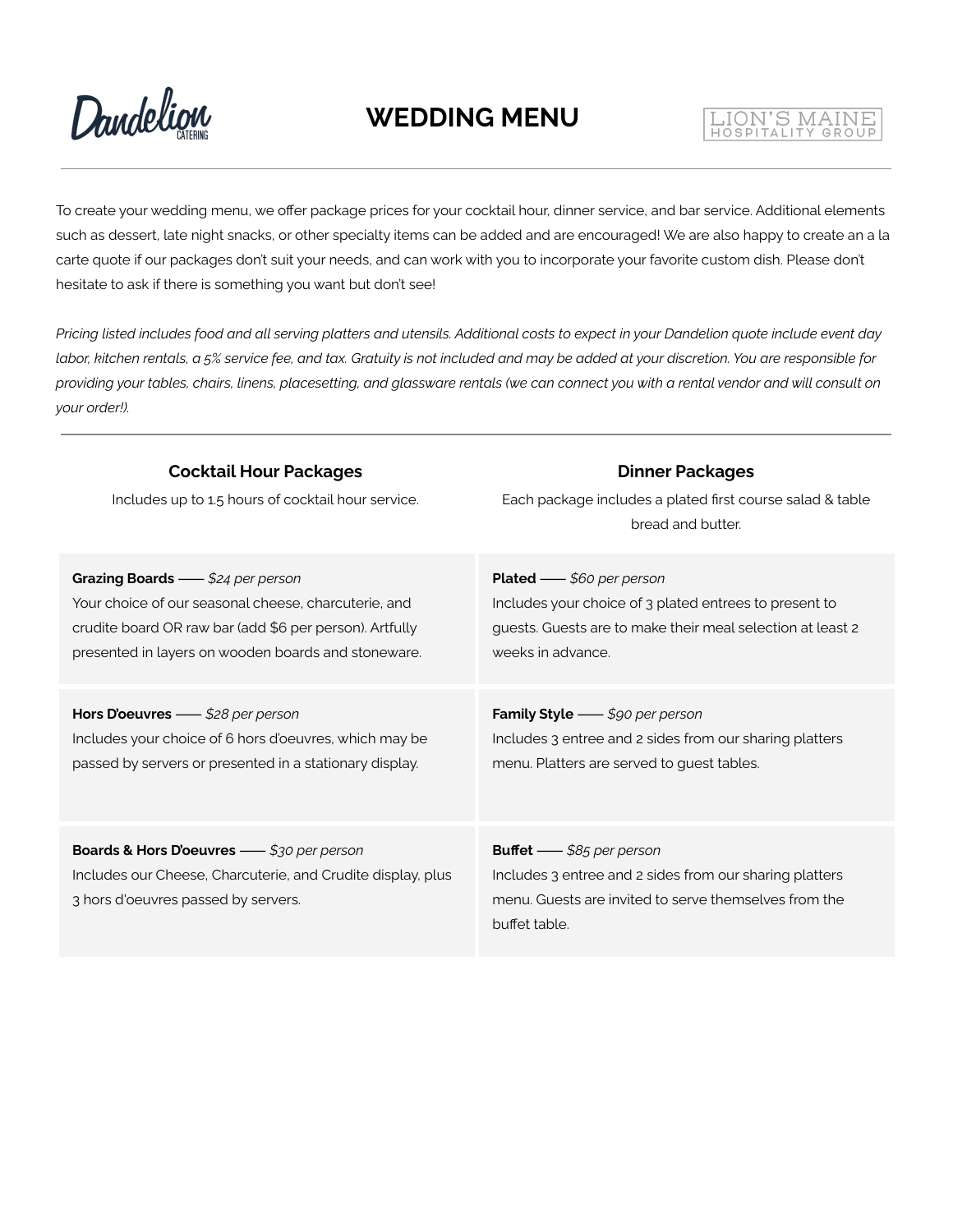# WEDDING MENU

To create your wedding menu, we offer package prices for your cocktail hour, dinner service, and bar service. Additional elements such as dessert, late night snacks, or other specialty items can be added and are encouraged! We are also happy to create an a la carte quote if our packages don't suit your needs, and can work with you to incorporate your favorite custom dish. Please don't hesitate to ask if there is something you want but don't see!

*Pricing listed includes food and all serving platters and utensils. Additional costs to expect in your Dandelion quote include event day labor, kitchen rentals, a 5% service fee, and tax. Gratuity is not included and may be added at your discretion. You are responsible for providing your tables, chairs, linens, placesetting, and glassware rentals (we can connect you with a rental vendor and will consult on your order!).*

---

## Cocktail Hour Packages

Includes up to 1.5 hours of cocktail hour service.

**Grazing Boards** —— *$24 per person*
Your choice of our seasonal cheese, charcuterie, and crudite board OR raw bar (add $6 per person). Artfully presented in layers on wooden boards and stoneware.

**Hors D'oeuvres** —— *$28 per person*
Includes your choice of 6 hors d'oeuvres, which may be passed by servers or presented in a stationary display.

**Boards & Hors D'oeuvres** —— *$30 per person*
Includes our Cheese, Charcuterie, and Crudite display, plus 3 hors d'oeuvres passed by servers.

## Dinner Packages

Each package includes a plated first course salad & table bread and butter.

**Plated** —— *$60 per person*
Includes your choice of 3 plated entrees to present to guests. Guests are to make their meal selection at least 2 weeks in advance.

**Family Style** —— *$90 per person*
Includes 3 entree and 2 sides from our sharing platters menu. Platters are served to guest tables.

**Buffet** —— *$85 per person*
Includes 3 entree and 2 sides from our sharing platters menu. Guests are invited to serve themselves from the buffet table.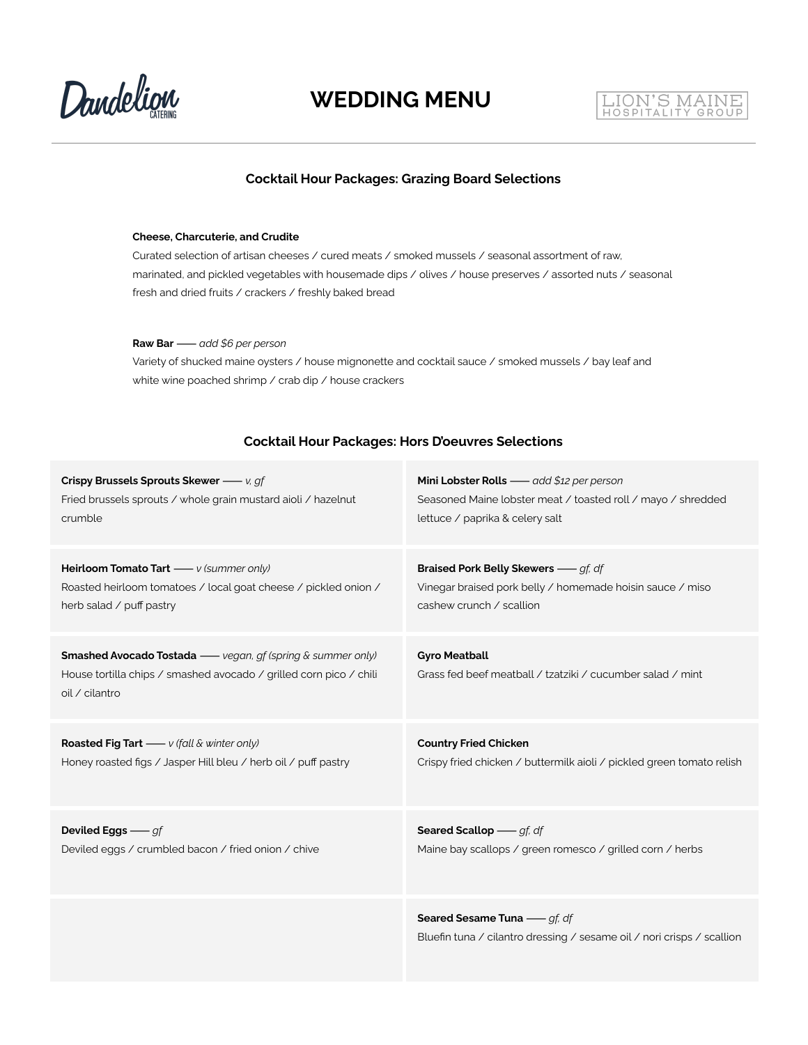# WEDDING MENU

## Cocktail Hour Packages: Grazing Board Selections

**Cheese, Charcuterie, and Crudite**
Curated selection of artisan cheeses / cured meats / smoked mussels / seasonal assortment of raw, marinated, and pickled vegetables with housemade dips / olives / house preserves / assorted nuts / seasonal fresh and dried fruits / crackers / freshly baked bread

**Raw Bar** —— *add $6 per person*
Variety of shucked maine oysters / house mignonette and cocktail sauce / smoked mussels / bay leaf and white wine poached shrimp / crab dip / house crackers

## Cocktail Hour Packages: Hors D'oeuvres Selections

**Crispy Brussels Sprouts Skewer** —— *v, gf*
Fried brussels sprouts / whole grain mustard aioli / hazelnut crumble

**Heirloom Tomato Tart** —— *v (summer only)*
Roasted heirloom tomatoes / local goat cheese / pickled onion / herb salad / puff pastry

**Smashed Avocado Tostada** —— *vegan, gf (spring & summer only)*
House tortilla chips / smashed avocado / grilled corn pico / chili oil / cilantro

**Roasted Fig Tart** —— *v (fall & winter only)*
Honey roasted figs / Jasper Hill bleu / herb oil / puff pastry

**Deviled Eggs** —— *gf*
Deviled eggs / crumbled bacon / fried onion / chive

**Mini Lobster Rolls** —— *add $12 per person*
Seasoned Maine lobster meat / toasted roll / mayo / shredded lettuce / paprika & celery salt

**Braised Pork Belly Skewers** —— *gf, df*
Vinegar braised pork belly / homemade hoisin sauce / miso cashew crunch / scallion

**Gyro Meatball**
Grass fed beef meatball / tzatziki / cucumber salad / mint

**Country Fried Chicken**
Crispy fried chicken / buttermilk aioli / pickled green tomato relish

**Seared Scallop** —— *gf, df*
Maine bay scallops / green romesco / grilled corn / herbs

**Seared Sesame Tuna** —— *gf, df*
Bluefin tuna / cilantro dressing / sesame oil / nori crisps / scallion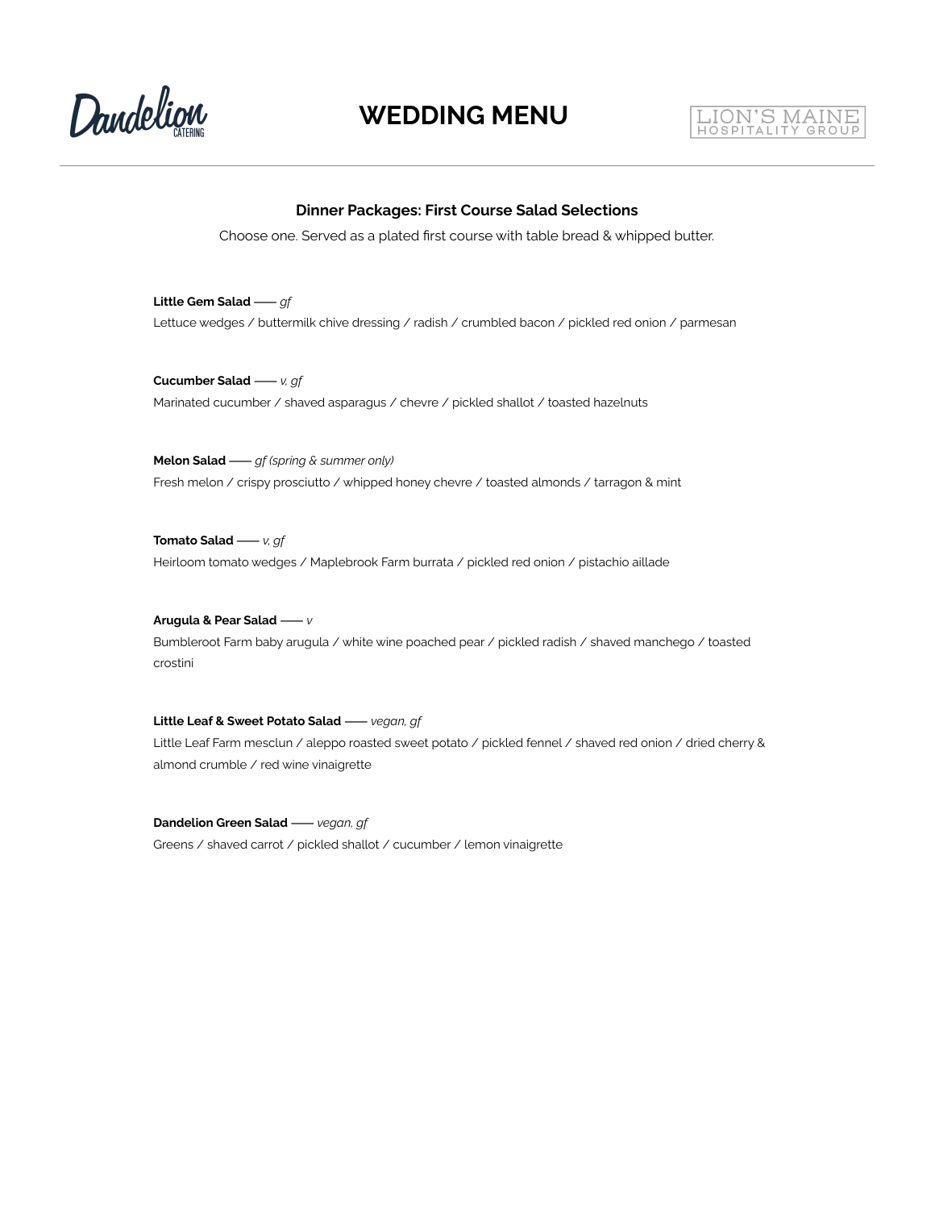# WEDDING MENU

### Dinner Packages: First Course Salad Selections

Choose one. Served as a plated first course with table bread & whipped butter.

**Little Gem Salad** —— *gf*
Lettuce wedges / buttermilk chive dressing / radish / crumbled bacon / pickled red onion / parmesan

**Cucumber Salad** —— *v, gf*
Marinated cucumber / shaved asparagus / chevre / pickled shallot / toasted hazelnuts

**Melon Salad** —— *gf (spring & summer only)*
Fresh melon / crispy prosciutto / whipped honey chevre / toasted almonds / tarragon & mint

**Tomato Salad** —— *v, gf*
Heirloom tomato wedges / Maplebrook Farm burrata / pickled red onion / pistachio aillade

**Arugula & Pear Salad** —— *v*
Bumbleroot Farm baby arugula / white wine poached pear / pickled radish / shaved manchego / toasted crostini

**Little Leaf & Sweet Potato Salad** —— *vegan, gf*
Little Leaf Farm mesclun / aleppo roasted sweet potato / pickled fennel / shaved red onion / dried cherry & almond crumble / red wine vinaigrette

**Dandelion Green Salad** —— *vegan, gf*
Greens / shaved carrot / pickled shallot / cucumber / lemon vinaigrette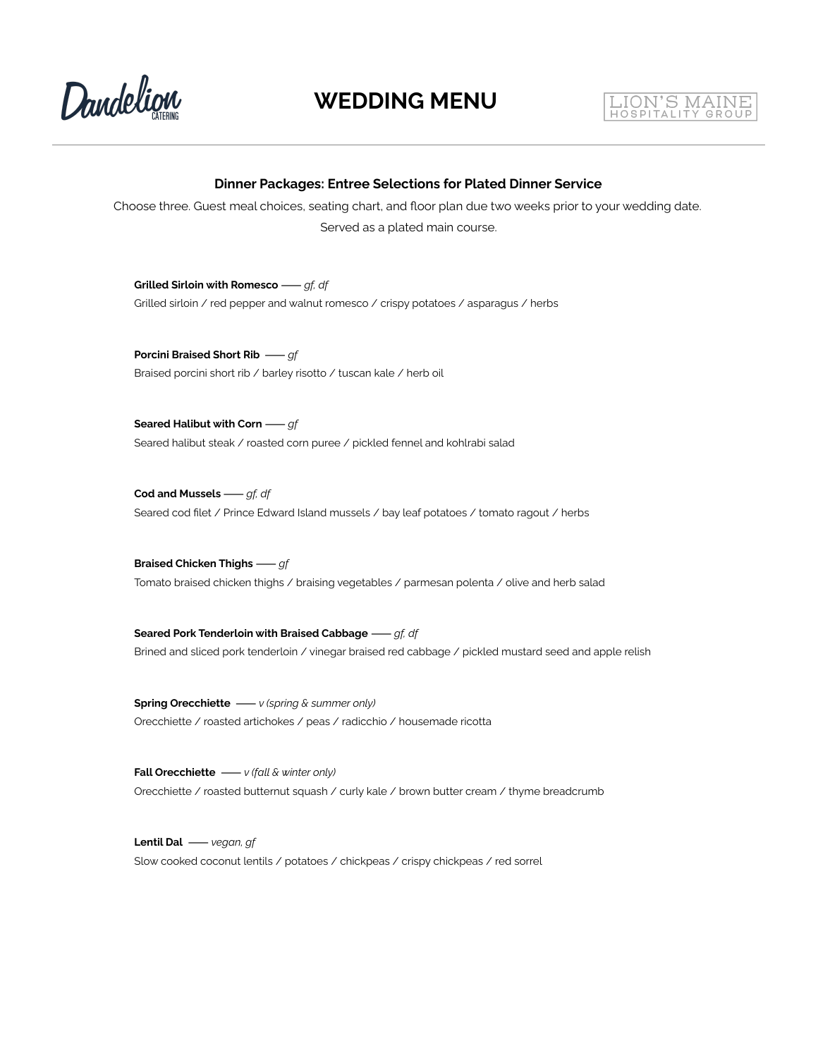# WEDDING MENU

### Dinner Packages: Entree Selections for Plated Dinner Service

Choose three. Guest meal choices, seating chart, and floor plan due two weeks prior to your wedding date.
Served as a plated main course.

**Grilled Sirloin with Romesco** —— *gf, df*
Grilled sirloin / red pepper and walnut romesco / crispy potatoes / asparagus / herbs

**Porcini Braised Short Rib** —— *gf*
Braised porcini short rib / barley risotto / tuscan kale / herb oil

**Seared Halibut with Corn** —— *gf*
Seared halibut steak / roasted corn puree / pickled fennel and kohlrabi salad

**Cod and Mussels** —— *gf, df*
Seared cod filet / Prince Edward Island mussels / bay leaf potatoes / tomato ragout / herbs

**Braised Chicken Thighs** —— *gf*
Tomato braised chicken thighs / braising vegetables / parmesan polenta / olive and herb salad

**Seared Pork Tenderloin with Braised Cabbage** —— *gf, df*
Brined and sliced pork tenderloin / vinegar braised red cabbage / pickled mustard seed and apple relish

**Spring Orecchiette** —— *v (spring & summer only)*
Orecchiette / roasted artichokes / peas / radicchio / housemade ricotta

**Fall Orecchiette** —— *v (fall & winter only)*
Orecchiette / roasted butternut squash / curly kale / brown butter cream / thyme breadcrumb

**Lentil Dal** —— *vegan, gf*
Slow cooked coconut lentils / potatoes / chickpeas / crispy chickpeas / red sorrel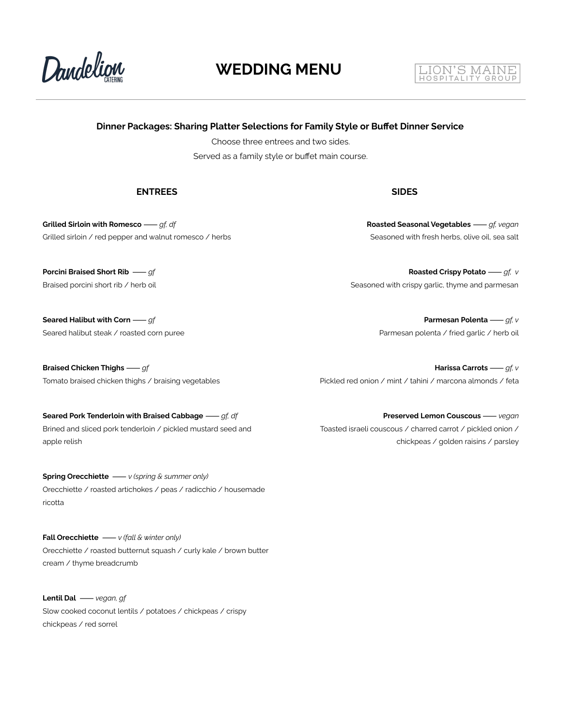# WEDDING MENU

### Dinner Packages: Sharing Platter Selections for Family Style or Buffet Dinner Service

Choose three entrees and two sides.

Served as a family style or buffet main course.

## ENTREES

**Grilled Sirloin with Romesco** —— *gf, df*
Grilled sirloin / red pepper and walnut romesco / herbs

**Porcini Braised Short Rib** —— *gf*
Braised porcini short rib / herb oil

**Seared Halibut with Corn** —— *gf*
Seared halibut steak / roasted corn puree

**Braised Chicken Thighs** —— *gf*
Tomato braised chicken thighs / braising vegetables

**Seared Pork Tenderloin with Braised Cabbage** —— *gf, df*
Brined and sliced pork tenderloin / pickled mustard seed and apple relish

**Spring Orecchiette** —— *v (spring & summer only)*
Orecchiette / roasted artichokes / peas / radicchio / housemade ricotta

**Fall Orecchiette** —— *v (fall & winter only)*
Orecchiette / roasted butternut squash / curly kale / brown butter cream / thyme breadcrumb

**Lentil Dal** —— *vegan, gf*
Slow cooked coconut lentils / potatoes / chickpeas / crispy chickpeas / red sorrel

## SIDES

**Roasted Seasonal Vegetables** —— *gf, vegan*
Seasoned with fresh herbs, olive oil, sea salt

**Roasted Crispy Potato** —— *gf, v*
Seasoned with crispy garlic, thyme and parmesan

**Parmesan Polenta** —— *gf, v*
Parmesan polenta / fried garlic / herb oil

**Harissa Carrots** —— *gf, v*
Pickled red onion / mint / tahini / marcona almonds / feta

**Preserved Lemon Couscous** —— *vegan*
Toasted israeli couscous / charred carrot / pickled onion / chickpeas / golden raisins / parsley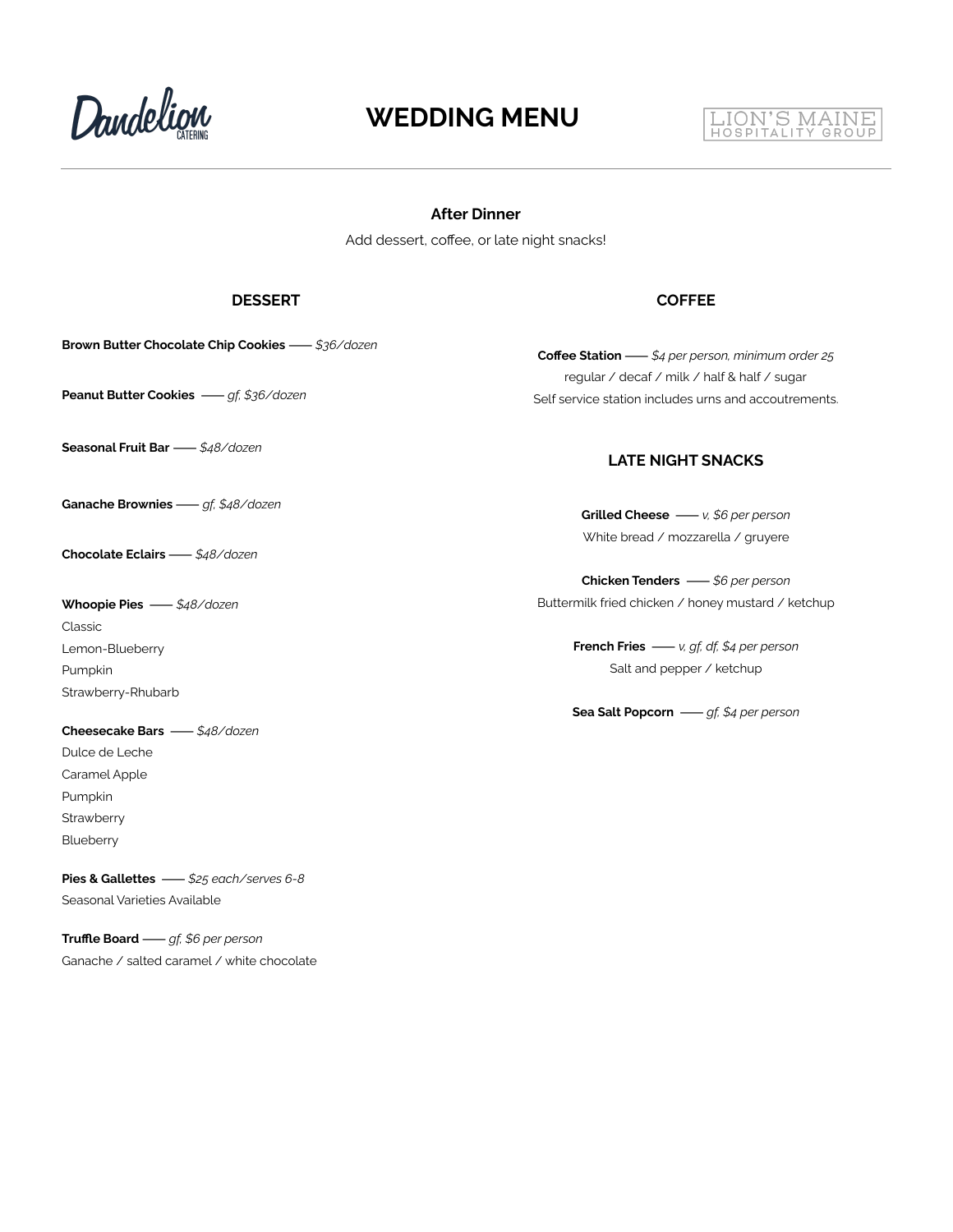# WEDDING MENU

## After Dinner

Add dessert, coffee, or late night snacks!

### DESSERT

**Brown Butter Chocolate Chip Cookies** —— *$36/dozen*

**Peanut Butter Cookies** —— *gf, $36/dozen*

**Seasonal Fruit Bar** —— *$48/dozen*

**Ganache Brownies** —— *gf, $48/dozen*

**Chocolate Eclairs** —— *$48/dozen*

**Whoopie Pies** —— *$48/dozen*
Classic
Lemon-Blueberry
Pumpkin
Strawberry-Rhubarb

**Cheesecake Bars** —— *$48/dozen*
Dulce de Leche
Caramel Apple
Pumpkin
Strawberry
Blueberry

**Pies & Gallettes** —— *$25 each/serves 6-8*
Seasonal Varieties Available

**Truffle Board** —— *gf, $6 per person*
Ganache / salted caramel / white chocolate

### COFFEE

**Coffee Station** —— *$4 per person, minimum order 25*
regular / decaf / milk / half & half / sugar
Self service station includes urns and accoutrements.

### LATE NIGHT SNACKS

**Grilled Cheese** —— *v, $6 per person*
White bread / mozzarella / gruyere

**Chicken Tenders** —— *$6 per person*
Buttermilk fried chicken / honey mustard / ketchup

**French Fries** —— *v, gf, df, $4 per person*
Salt and pepper / ketchup

**Sea Salt Popcorn** —— *gf, $4 per person*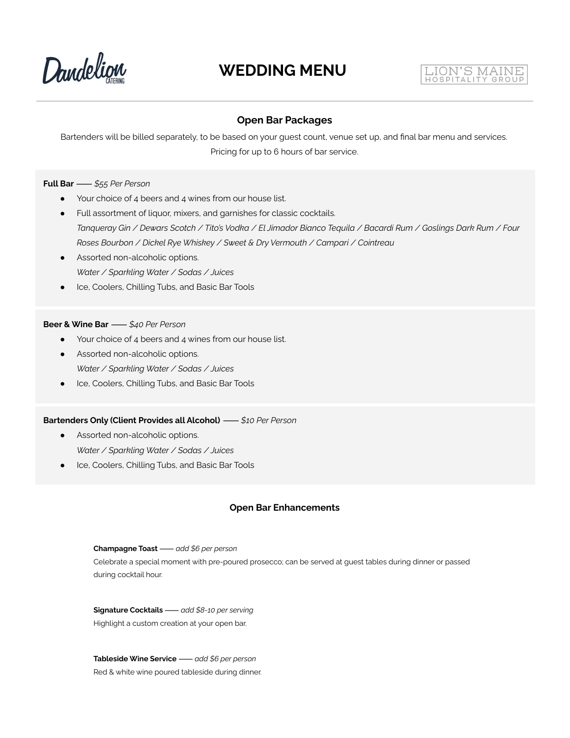# WEDDING MENU

## Open Bar Packages

Bartenders will be billed separately, to be based on your guest count, venue set up, and final bar menu and services.

Pricing for up to 6 hours of bar service.

**Full Bar** —— *$55 Per Person*

- Your choice of 4 beers and 4 wines from our house list.
- Full assortment of liquor, mixers, and garnishes for classic cocktails.
  *Tanqueray Gin / Dewars Scotch / Tito's Vodka / El Jimador Bianco Tequila / Bacardi Rum / Goslings Dark Rum / Four Roses Bourbon / Dickel Rye Whiskey / Sweet & Dry Vermouth / Campari / Cointreau*
- Assorted non-alcoholic options.
  *Water / Sparkling Water / Sodas / Juices*
- Ice, Coolers, Chilling Tubs, and Basic Bar Tools

**Beer & Wine Bar** —— *$40 Per Person*

- Your choice of 4 beers and 4 wines from our house list.
- Assorted non-alcoholic options.
  *Water / Sparkling Water / Sodas / Juices*
- Ice, Coolers, Chilling Tubs, and Basic Bar Tools

**Bartenders Only (Client Provides all Alcohol)** —— *$10 Per Person*

- Assorted non-alcoholic options.
  *Water / Sparkling Water / Sodas / Juices*
- Ice, Coolers, Chilling Tubs, and Basic Bar Tools

## Open Bar Enhancements

**Champagne Toast** —— *add $6 per person*

Celebrate a special moment with pre-poured prosecco; can be served at guest tables during dinner or passed during cocktail hour.

**Signature Cocktails** —— *add $8-10 per serving*

Highlight a custom creation at your open bar.

**Tableside Wine Service** —— *add $6 per person*

Red & white wine poured tableside during dinner.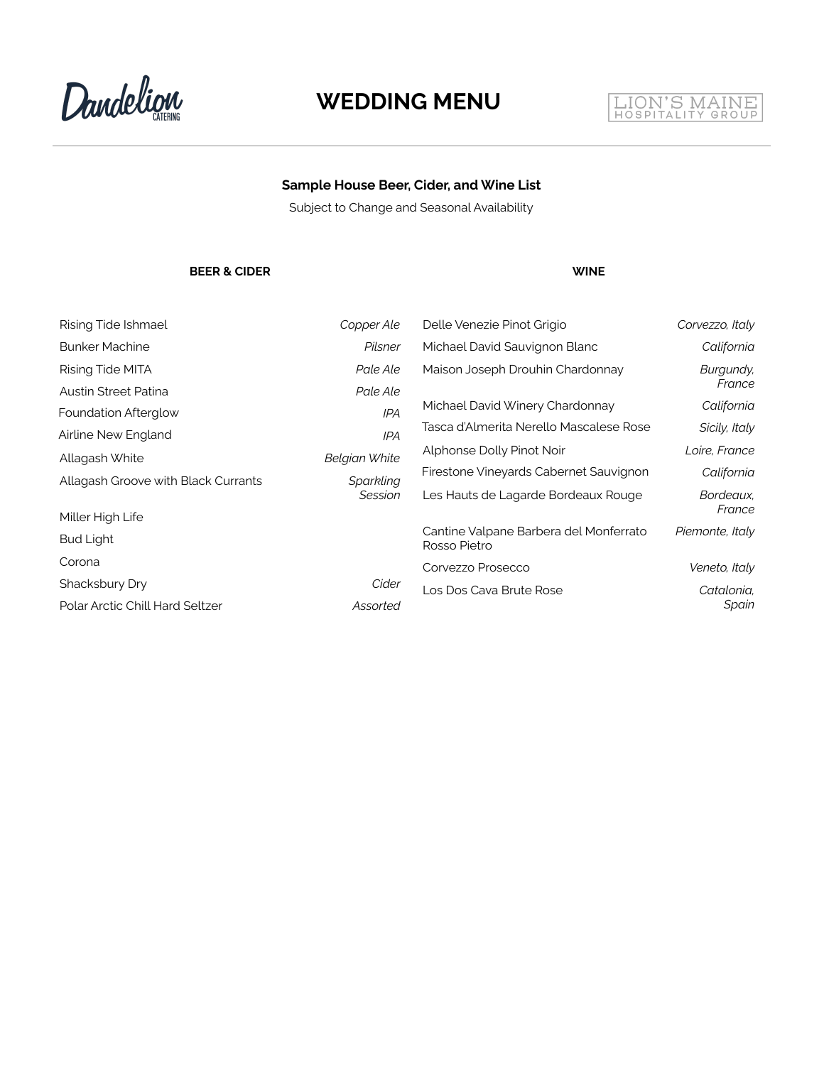# WEDDING MENU

### Sample House Beer, Cider, and Wine List

Subject to Change and Seasonal Availability

## BEER & CIDER

| | |
|---|---|
| Rising Tide Ishmael | *Copper Ale* |
| Bunker Machine | *Pilsner* |
| Rising Tide MITA | *Pale Ale* |
| Austin Street Patina | *Pale Ale* |
| Foundation Afterglow | *IPA* |
| Airline New England | *IPA* |
| Allagash White | *Belgian White* |
| Allagash Groove with Black Currants | *Sparkling Session* |
| Miller High Life | |
| Bud Light | |
| Corona | |
| Shacksbury Dry | *Cider* |
| Polar Arctic Chill Hard Seltzer | *Assorted* |

## WINE

| | |
|---|---|
| Delle Venezie Pinot Grigio | *Corvezzo, Italy* |
| Michael David Sauvignon Blanc | *California* |
| Maison Joseph Drouhin Chardonnay | *Burgundy, France* |
| Michael David Winery Chardonnay | *California* |
| Tasca d'Almerita Nerello Mascalese Rose | *Sicily, Italy* |
| Alphonse Dolly Pinot Noir | *Loire, France* |
| Firestone Vineyards Cabernet Sauvignon | *California* |
| Les Hauts de Lagarde Bordeaux Rouge | *Bordeaux, France* |
| Cantine Valpane Barbera del Monferrato Rosso Pietro | *Piemonte, Italy* |
| Corvezzo Prosecco | *Veneto, Italy* |
| Los Dos Cava Brute Rose | *Catalonia, Spain* |